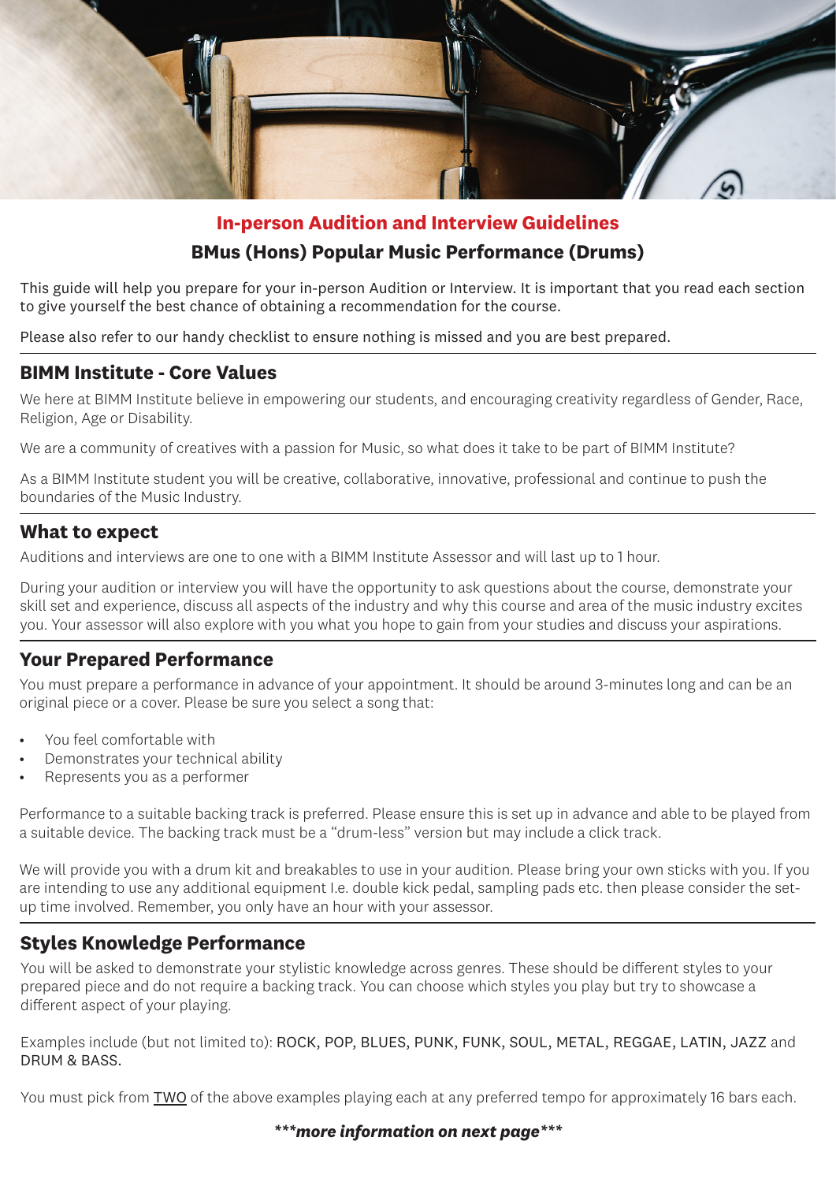## In-person Audition and Interview Guidelines

## BMus (Hons) Popular Music Performance (Drums)

This guide will help you prepare for your in-person Audition or Interview. It is important that you read each section to give yourself the best chance of obtaining a recommendation for the course.

Please also refer to our handy checklist to ensure nothing is missed and you are best prepared.

### BIMM Institute - Core Values

We here at BIMM Institute believe in empowering our students, and encouraging creativity regardless of Gender, Race, Religion, Age or Disability.

We are a community of creatives with a passion for Music, so what does it take to be part of BIMM Institute?

As a BIMM Institute student you will be creative, collaborative, innovative, professional and continue to push the boundaries of the Music Industry.

### What to expect

Auditions and interviews are one to one with a BIMM Institute Assessor and will last up to 1 hour.

During your audition or interview you will have the opportunity to ask questions about the course, demonstrate your skill set and experience, discuss all aspects of the industry and why this course and area of the music industry excites you. Your assessor will also explore with you what you hope to gain from your studies and discuss your aspirations.

### Your Prepared Performance

You must prepare a performance in advance of your appointment. It should be around 3-minutes long and can be an original piece or a cover. Please be sure you select a song that:

- You feel comfortable with
- Demonstrates your technical ability
- Represents you as a performer

Performance to a suitable backing track is preferred. Please ensure this is set up in advance and able to be played from a suitable device. The backing track must be a "drum-less" version but may include a click track.

We will provide you with a drum kit and breakables to use in your audition. Please bring your own sticks with you. If you are intending to use any additional equipment I.e. double kick pedal, sampling pads etc. then please consider the set-up time involved. Remember, you only have an hour with your assessor.

### Styles Knowledge Performance

You will be asked to demonstrate your stylistic knowledge across genres. These should be different styles to your prepared piece and do not require a backing track. You can choose which styles you play but try to showcase a different aspect of your playing.

Examples include (but not limited to): ROCK, POP, BLUES, PUNK, FUNK, SOUL, METAL, REGGAE, LATIN, JAZZ and DRUM & BASS.

You must pick from TWO of the above examples playing each at any preferred tempo for approximately 16 bars each.

***more information on next page***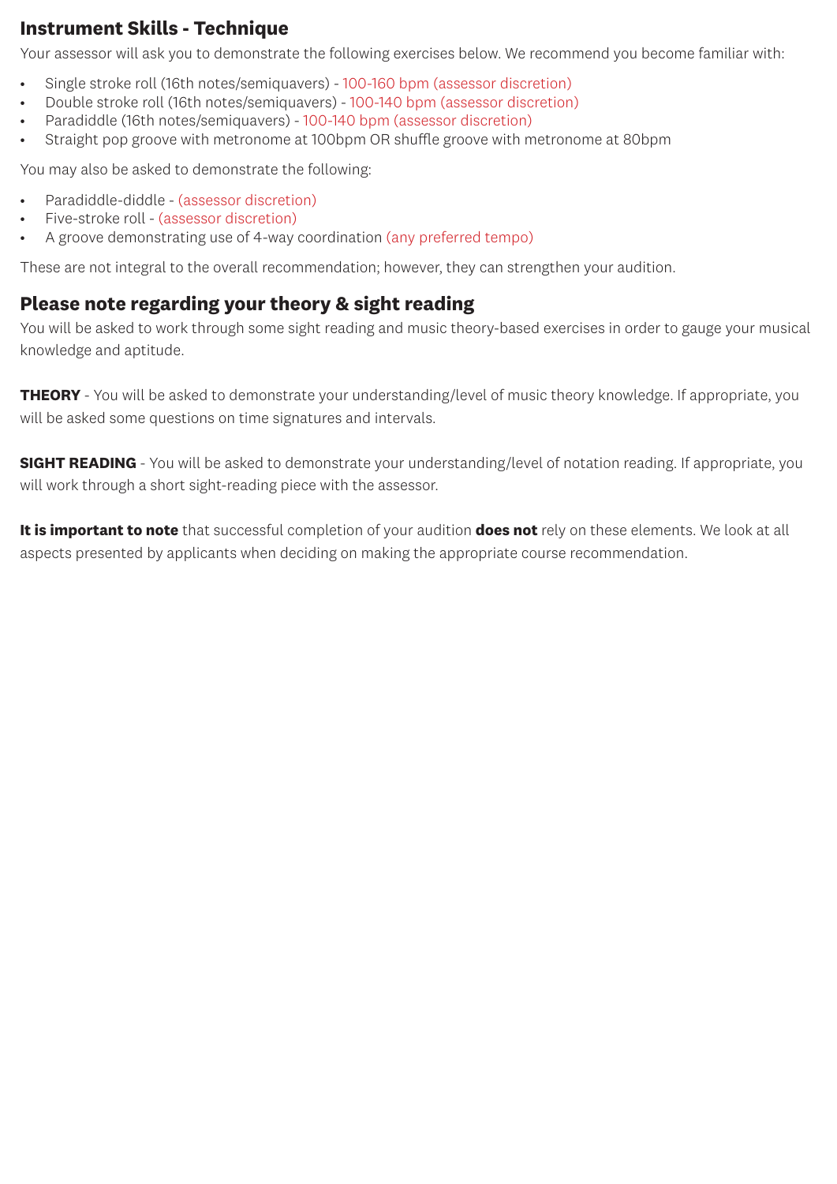## Instrument Skills - Technique

Your assessor will ask you to demonstrate the following exercises below. We recommend you become familiar with:

- Single stroke roll (16th notes/semiquavers) - 100-160 bpm (assessor discretion)
- Double stroke roll (16th notes/semiquavers) - 100-140 bpm (assessor discretion)
- Paradiddle (16th notes/semiquavers) - 100-140 bpm (assessor discretion)
- Straight pop groove with metronome at 100bpm OR shuffle groove with metronome at 80bpm

You may also be asked to demonstrate the following:

- Paradiddle-diddle - (assessor discretion)
- Five-stroke roll - (assessor discretion)
- A groove demonstrating use of 4-way coordination (any preferred tempo)

These are not integral to the overall recommendation; however, they can strengthen your audition.

## Please note regarding your theory & sight reading

You will be asked to work through some sight reading and music theory-based exercises in order to gauge your musical knowledge and aptitude.

**THEORY** - You will be asked to demonstrate your understanding/level of music theory knowledge. If appropriate, you will be asked some questions on time signatures and intervals.

**SIGHT READING** - You will be asked to demonstrate your understanding/level of notation reading. If appropriate, you will work through a short sight-reading piece with the assessor.

**It is important to note** that successful completion of your audition **does not** rely on these elements. We look at all aspects presented by applicants when deciding on making the appropriate course recommendation.